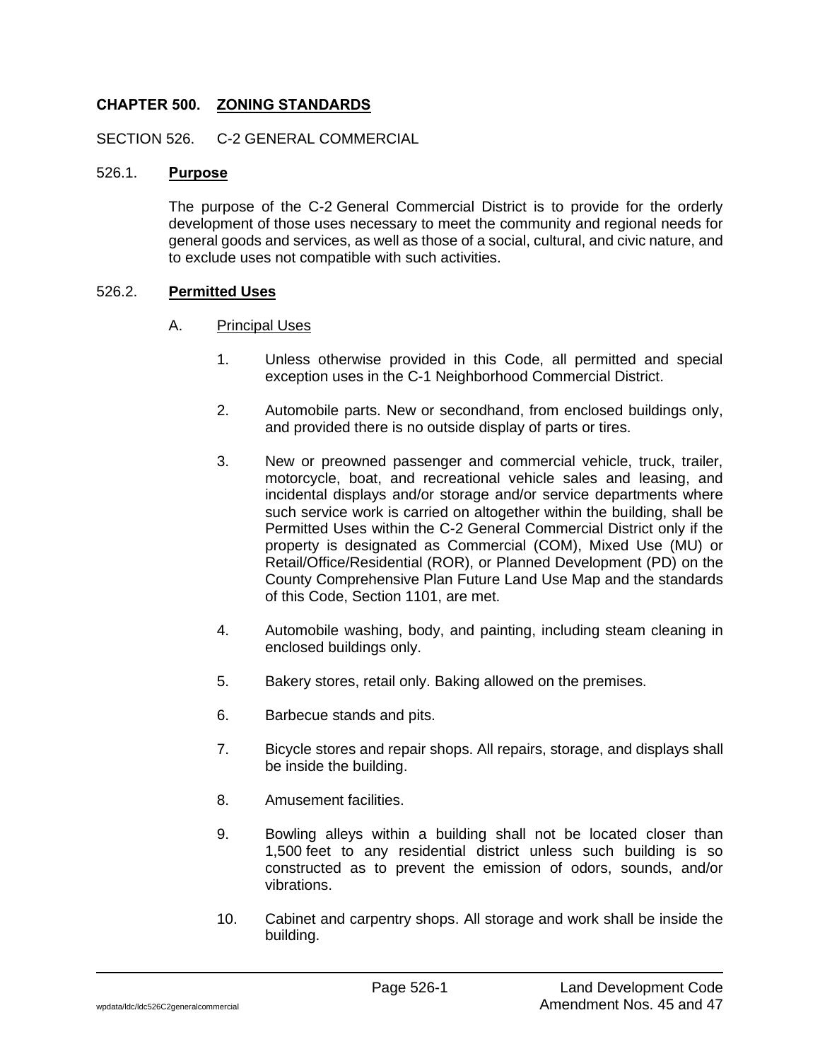# CHAPTER 500. ZONING STANDARDS

## SECTION 526. C-2 GENERAL COMMERCIAL

### 526.1. Purpose

The purpose of the C-2 General Commercial District is to provide for the orderly development of those uses necessary to meet the community and regional needs for general goods and services, as well as those of a social, cultural, and civic nature, and to exclude uses not compatible with such activities.

### 526.2. Permitted Uses

A. Principal Uses

1. Unless otherwise provided in this Code, all permitted and special exception uses in the C-1 Neighborhood Commercial District.

2. Automobile parts. New or secondhand, from enclosed buildings only, and provided there is no outside display of parts or tires.

3. New or preowned passenger and commercial vehicle, truck, trailer, motorcycle, boat, and recreational vehicle sales and leasing, and incidental displays and/or storage and/or service departments where such service work is carried on altogether within the building, shall be Permitted Uses within the C-2 General Commercial District only if the property is designated as Commercial (COM), Mixed Use (MU) or Retail/Office/Residential (ROR), or Planned Development (PD) on the County Comprehensive Plan Future Land Use Map and the standards of this Code, Section 1101, are met.

4. Automobile washing, body, and painting, including steam cleaning in enclosed buildings only.

5. Bakery stores, retail only. Baking allowed on the premises.

6. Barbecue stands and pits.

7. Bicycle stores and repair shops. All repairs, storage, and displays shall be inside the building.

8. Amusement facilities.

9. Bowling alleys within a building shall not be located closer than 1,500 feet to any residential district unless such building is so constructed as to prevent the emission of odors, sounds, and/or vibrations.

10. Cabinet and carpentry shops. All storage and work shall be inside the building.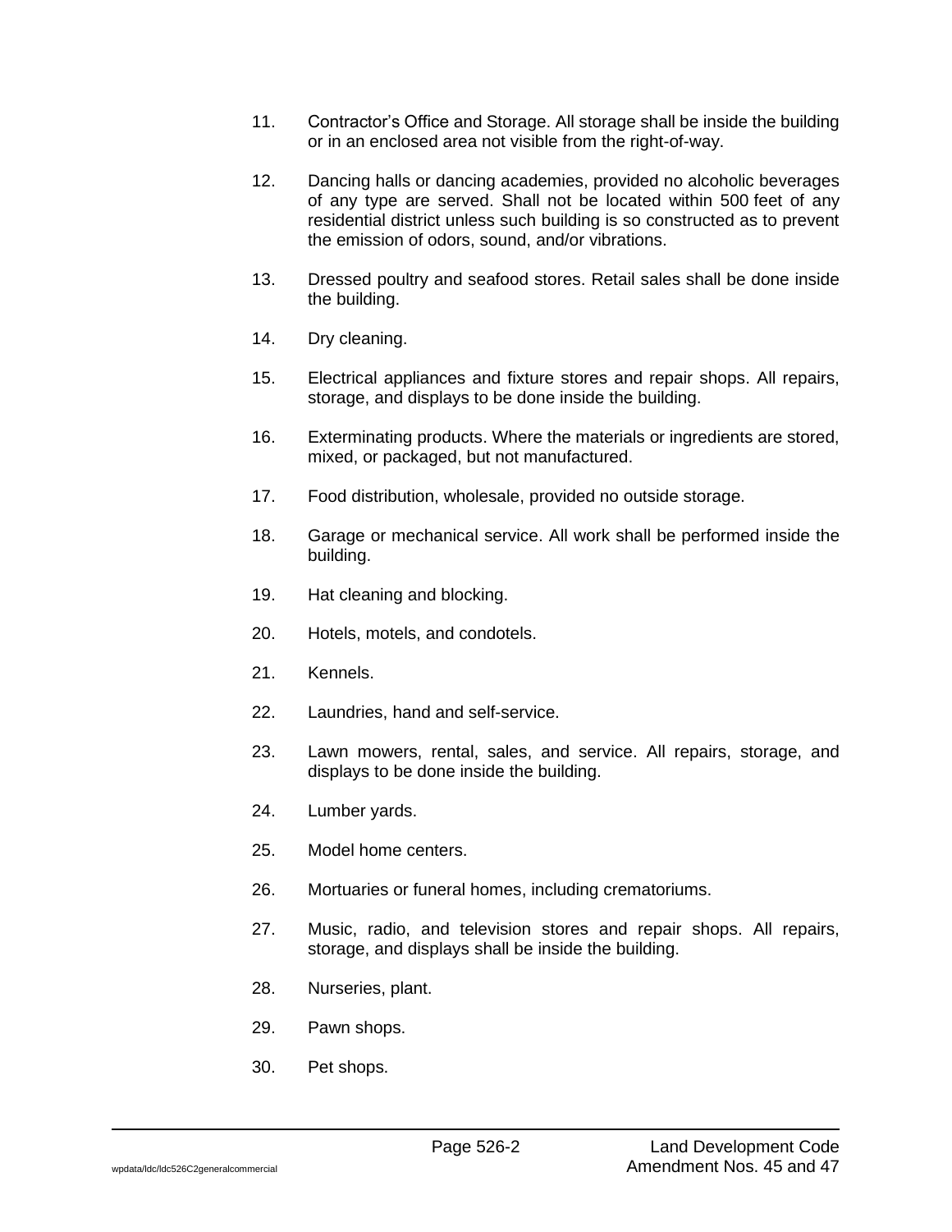11. Contractor's Office and Storage. All storage shall be inside the building or in an enclosed area not visible from the right-of-way.

12. Dancing halls or dancing academies, provided no alcoholic beverages of any type are served. Shall not be located within 500 feet of any residential district unless such building is so constructed as to prevent the emission of odors, sound, and/or vibrations.

13. Dressed poultry and seafood stores. Retail sales shall be done inside the building.

14. Dry cleaning.

15. Electrical appliances and fixture stores and repair shops. All repairs, storage, and displays to be done inside the building.

16. Exterminating products. Where the materials or ingredients are stored, mixed, or packaged, but not manufactured.

17. Food distribution, wholesale, provided no outside storage.

18. Garage or mechanical service. All work shall be performed inside the building.

19. Hat cleaning and blocking.

20. Hotels, motels, and condotels.

21. Kennels.

22. Laundries, hand and self-service.

23. Lawn mowers, rental, sales, and service. All repairs, storage, and displays to be done inside the building.

24. Lumber yards.

25. Model home centers.

26. Mortuaries or funeral homes, including crematoriums.

27. Music, radio, and television stores and repair shops. All repairs, storage, and displays shall be inside the building.

28. Nurseries, plant.

29. Pawn shops.

30. Pet shops.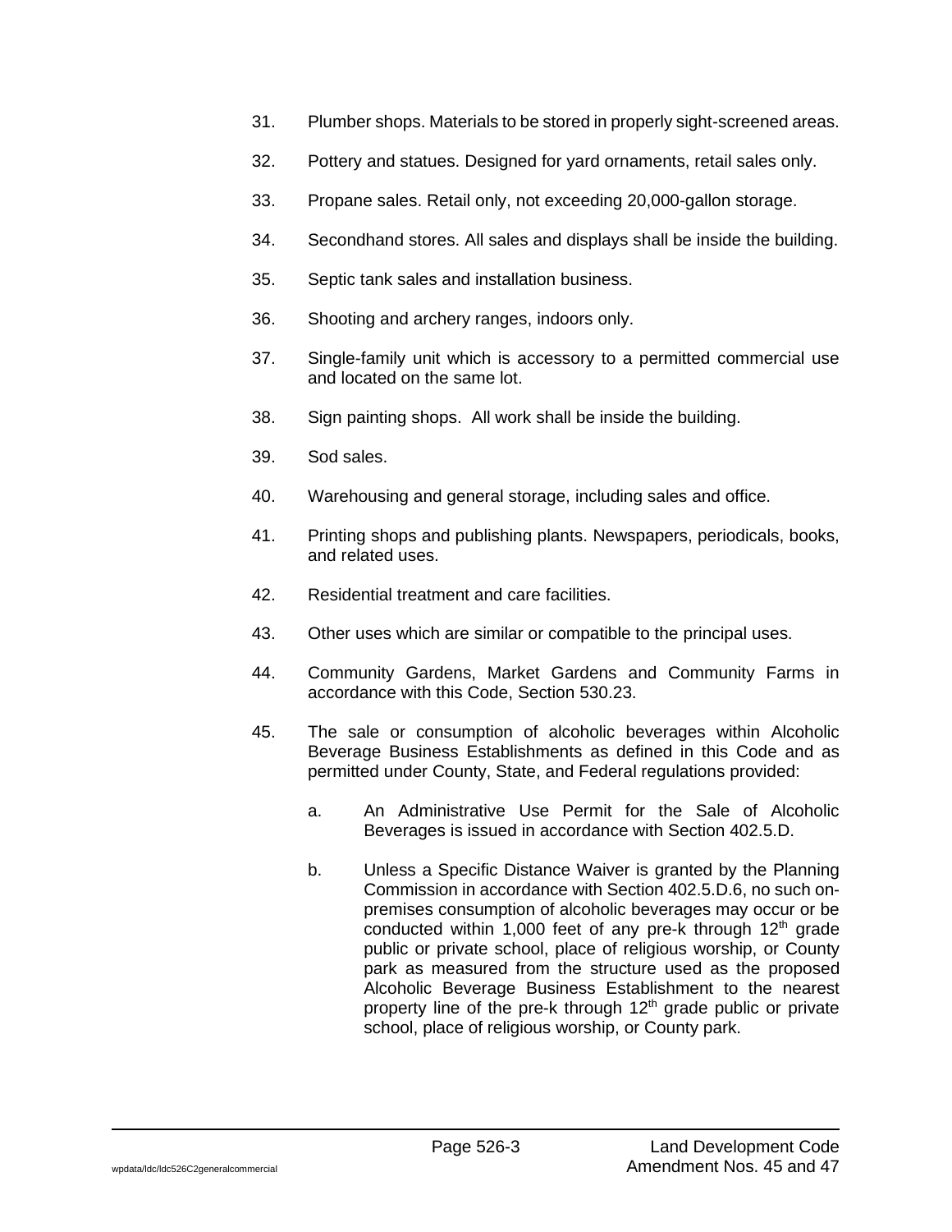31. Plumber shops. Materials to be stored in properly sight-screened areas.

32. Pottery and statues. Designed for yard ornaments, retail sales only.

33. Propane sales. Retail only, not exceeding 20,000-gallon storage.

34. Secondhand stores. All sales and displays shall be inside the building.

35. Septic tank sales and installation business.

36. Shooting and archery ranges, indoors only.

37. Single-family unit which is accessory to a permitted commercial use and located on the same lot.

38. Sign painting shops. All work shall be inside the building.

39. Sod sales.

40. Warehousing and general storage, including sales and office.

41. Printing shops and publishing plants. Newspapers, periodicals, books, and related uses.

42. Residential treatment and care facilities.

43. Other uses which are similar or compatible to the principal uses.

44. Community Gardens, Market Gardens and Community Farms in accordance with this Code, Section 530.23.

45. The sale or consumption of alcoholic beverages within Alcoholic Beverage Business Establishments as defined in this Code and as permitted under County, State, and Federal regulations provided:

    a. An Administrative Use Permit for the Sale of Alcoholic Beverages is issued in accordance with Section 402.5.D.

    b. Unless a Specific Distance Waiver is granted by the Planning Commission in accordance with Section 402.5.D.6, no such on-premises consumption of alcoholic beverages may occur or be conducted within 1,000 feet of any pre-k through 12th grade public or private school, place of religious worship, or County park as measured from the structure used as the proposed Alcoholic Beverage Business Establishment to the nearest property line of the pre-k through 12th grade public or private school, place of religious worship, or County park.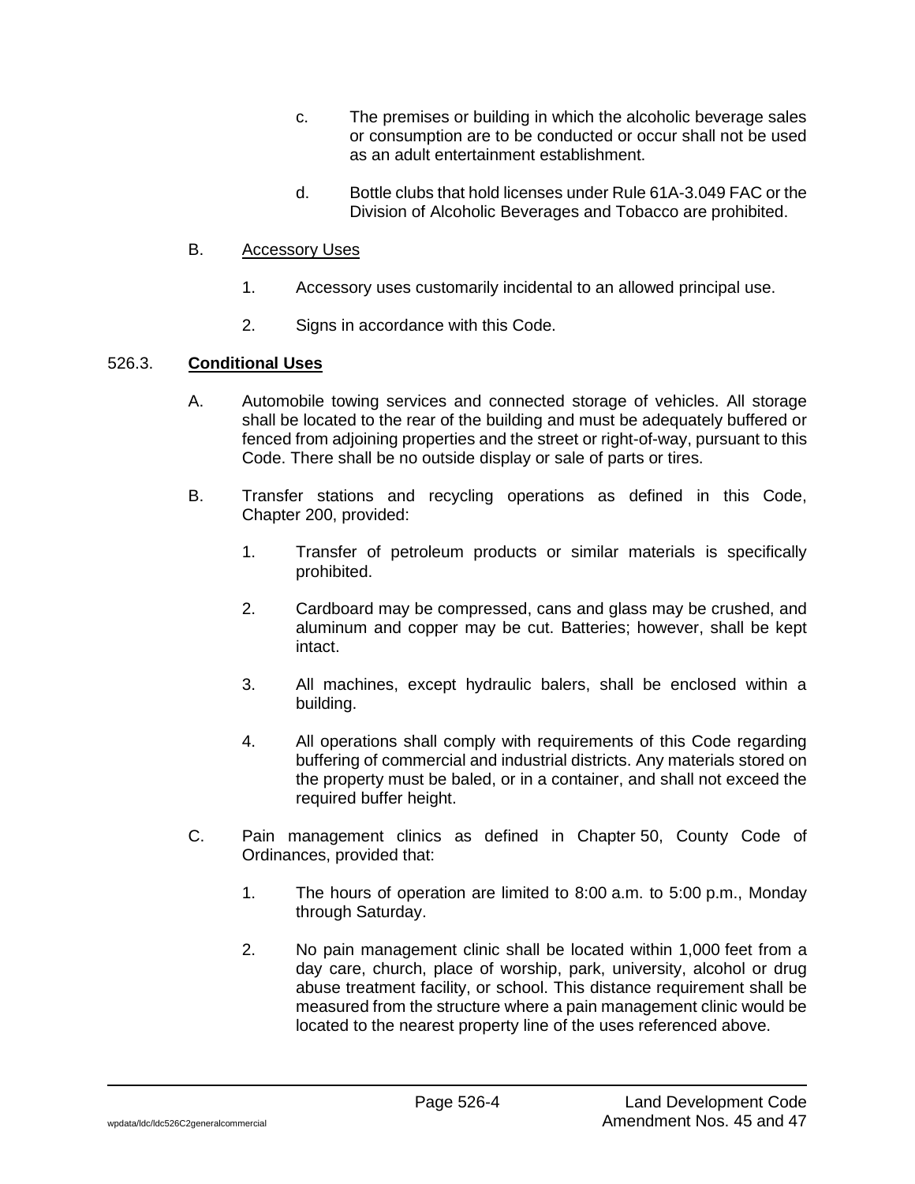c. The premises or building in which the alcoholic beverage sales or consumption are to be conducted or occur shall not be used as an adult entertainment establishment.

d. Bottle clubs that hold licenses under Rule 61A-3.049 FAC or the Division of Alcoholic Beverages and Tobacco are prohibited.

B. Accessory Uses

1. Accessory uses customarily incidental to an allowed principal use.

2. Signs in accordance with this Code.

526.3. **Conditional Uses**

A. Automobile towing services and connected storage of vehicles. All storage shall be located to the rear of the building and must be adequately buffered or fenced from adjoining properties and the street or right-of-way, pursuant to this Code. There shall be no outside display or sale of parts or tires.

B. Transfer stations and recycling operations as defined in this Code, Chapter 200, provided:

1. Transfer of petroleum products or similar materials is specifically prohibited.

2. Cardboard may be compressed, cans and glass may be crushed, and aluminum and copper may be cut. Batteries; however, shall be kept intact.

3. All machines, except hydraulic balers, shall be enclosed within a building.

4. All operations shall comply with requirements of this Code regarding buffering of commercial and industrial districts. Any materials stored on the property must be baled, or in a container, and shall not exceed the required buffer height.

C. Pain management clinics as defined in Chapter 50, County Code of Ordinances, provided that:

1. The hours of operation are limited to 8:00 a.m. to 5:00 p.m., Monday through Saturday.

2. No pain management clinic shall be located within 1,000 feet from a day care, church, place of worship, park, university, alcohol or drug abuse treatment facility, or school. This distance requirement shall be measured from the structure where a pain management clinic would be located to the nearest property line of the uses referenced above.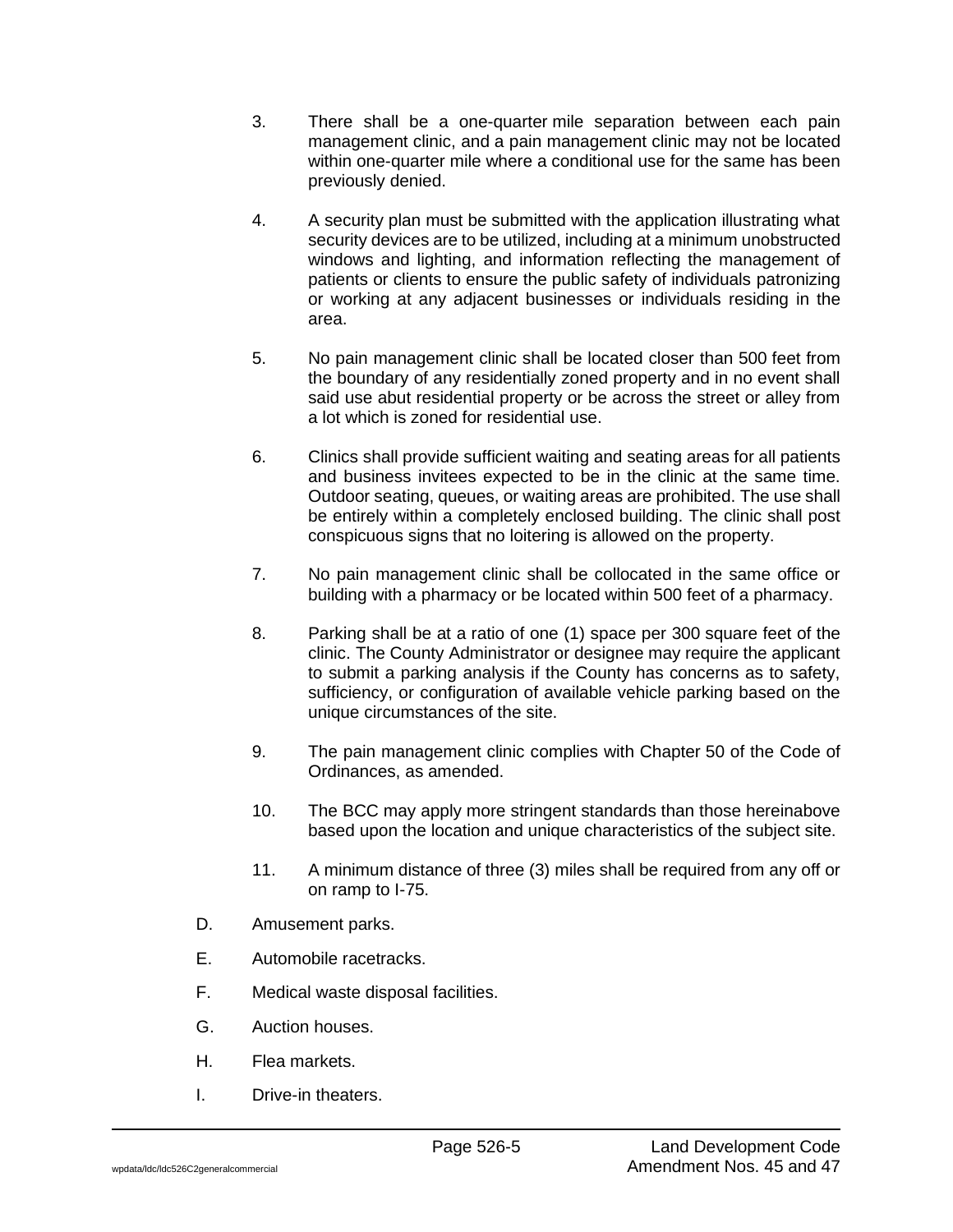3. There shall be a one-quarter mile separation between each pain management clinic, and a pain management clinic may not be located within one-quarter mile where a conditional use for the same has been previously denied.

4. A security plan must be submitted with the application illustrating what security devices are to be utilized, including at a minimum unobstructed windows and lighting, and information reflecting the management of patients or clients to ensure the public safety of individuals patronizing or working at any adjacent businesses or individuals residing in the area.

5. No pain management clinic shall be located closer than 500 feet from the boundary of any residentially zoned property and in no event shall said use abut residential property or be across the street or alley from a lot which is zoned for residential use.

6. Clinics shall provide sufficient waiting and seating areas for all patients and business invitees expected to be in the clinic at the same time. Outdoor seating, queues, or waiting areas are prohibited. The use shall be entirely within a completely enclosed building. The clinic shall post conspicuous signs that no loitering is allowed on the property.

7. No pain management clinic shall be collocated in the same office or building with a pharmacy or be located within 500 feet of a pharmacy.

8. Parking shall be at a ratio of one (1) space per 300 square feet of the clinic. The County Administrator or designee may require the applicant to submit a parking analysis if the County has concerns as to safety, sufficiency, or configuration of available vehicle parking based on the unique circumstances of the site.

9. The pain management clinic complies with Chapter 50 of the Code of Ordinances, as amended.

10. The BCC may apply more stringent standards than those hereinabove based upon the location and unique characteristics of the subject site.

11. A minimum distance of three (3) miles shall be required from any off or on ramp to I-75.

D. Amusement parks.

E. Automobile racetracks.

F. Medical waste disposal facilities.

G. Auction houses.

H. Flea markets.

I. Drive-in theaters.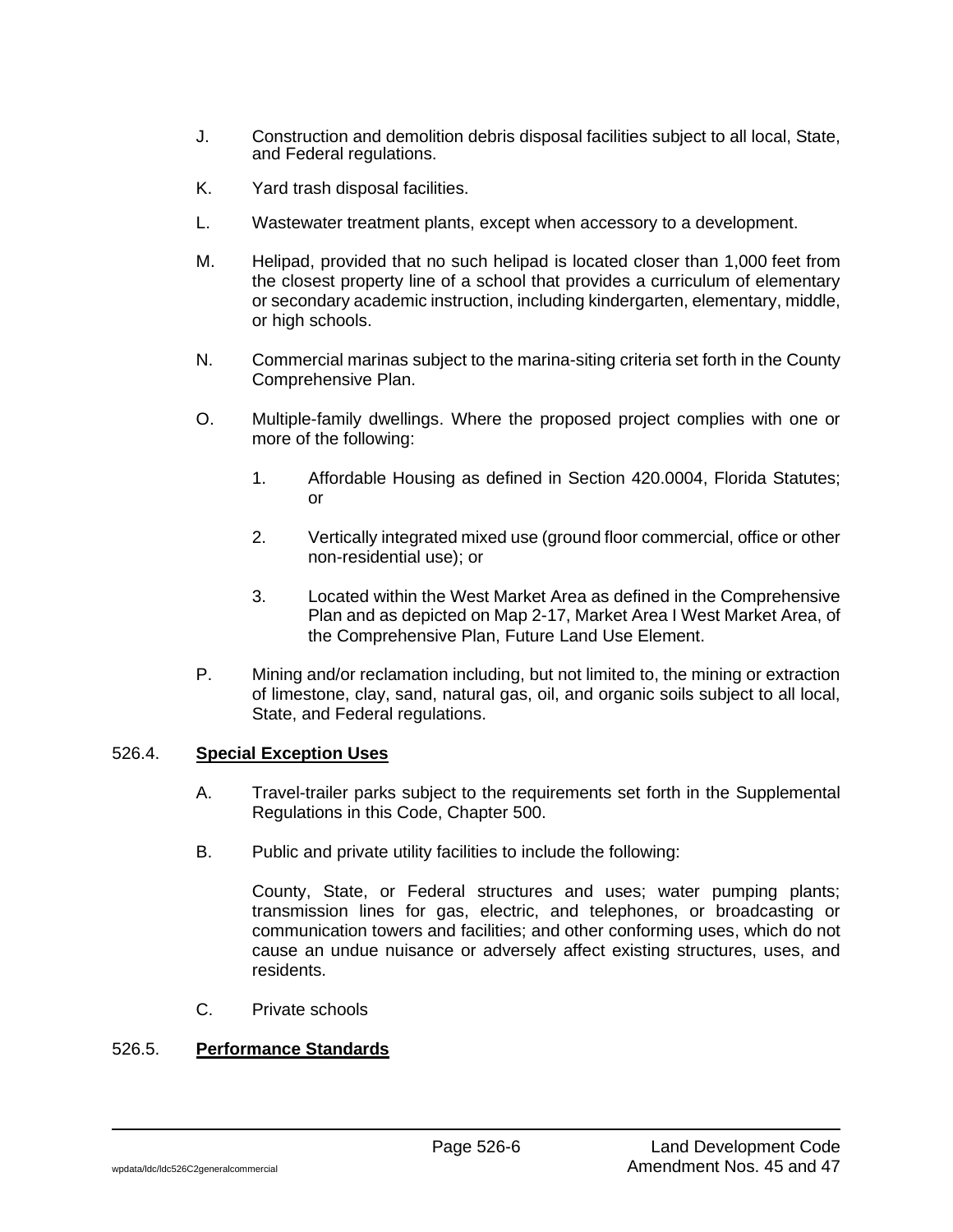J. Construction and demolition debris disposal facilities subject to all local, State, and Federal regulations.

K. Yard trash disposal facilities.

L. Wastewater treatment plants, except when accessory to a development.

M. Helipad, provided that no such helipad is located closer than 1,000 feet from the closest property line of a school that provides a curriculum of elementary or secondary academic instruction, including kindergarten, elementary, middle, or high schools.

N. Commercial marinas subject to the marina-siting criteria set forth in the County Comprehensive Plan.

O. Multiple-family dwellings. Where the proposed project complies with one or more of the following:

1. Affordable Housing as defined in Section 420.0004, Florida Statutes; or

2. Vertically integrated mixed use (ground floor commercial, office or other non-residential use); or

3. Located within the West Market Area as defined in the Comprehensive Plan and as depicted on Map 2-17, Market Area I West Market Area, of the Comprehensive Plan, Future Land Use Element.

P. Mining and/or reclamation including, but not limited to, the mining or extraction of limestone, clay, sand, natural gas, oil, and organic soils subject to all local, State, and Federal regulations.

## 526.4. **Special Exception Uses**

A. Travel-trailer parks subject to the requirements set forth in the Supplemental Regulations in this Code, Chapter 500.

B. Public and private utility facilities to include the following:

County, State, or Federal structures and uses; water pumping plants; transmission lines for gas, electric, and telephones, or broadcasting or communication towers and facilities; and other conforming uses, which do not cause an undue nuisance or adversely affect existing structures, uses, and residents.

C. Private schools

## 526.5. **Performance Standards**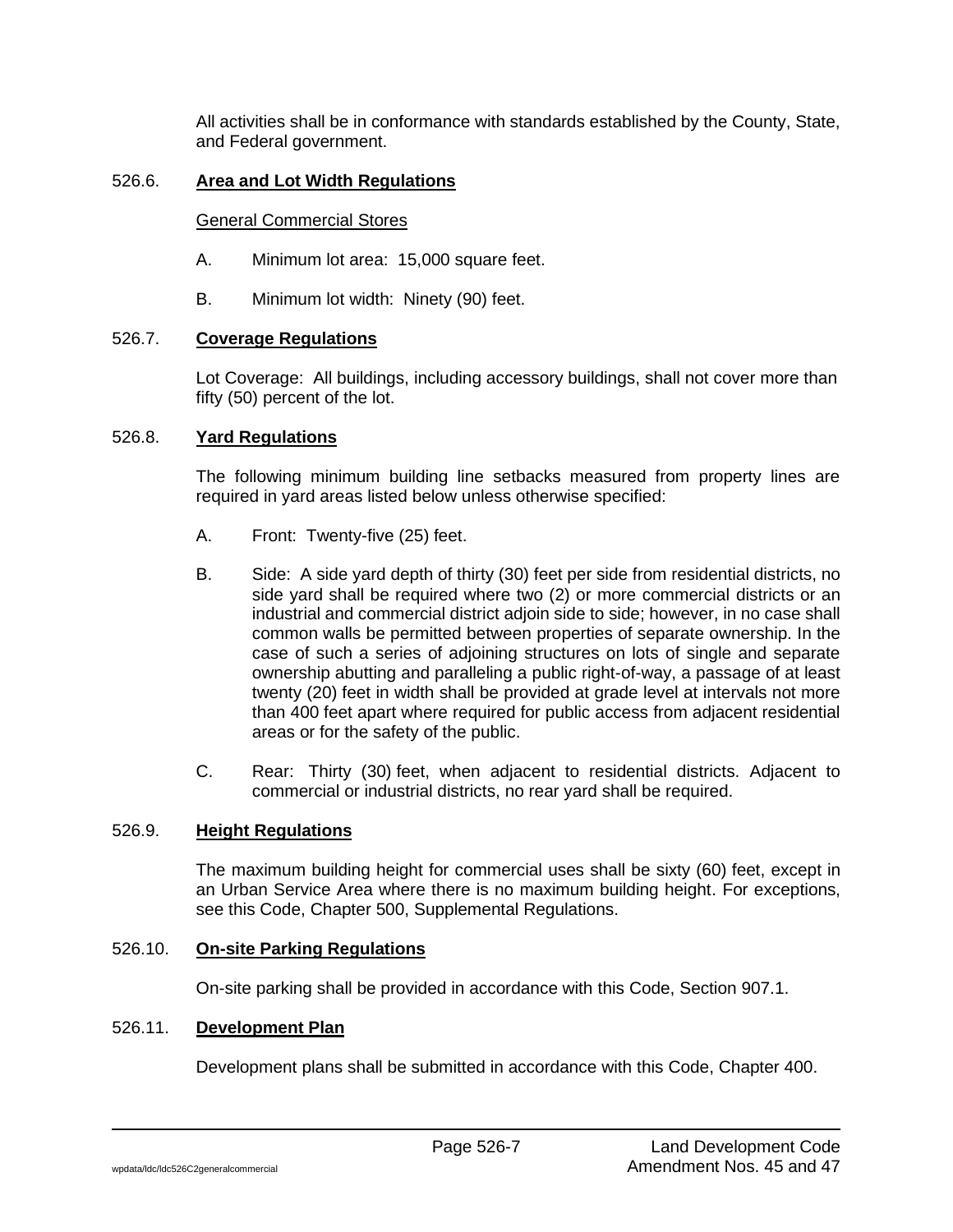All activities shall be in conformance with standards established by the County, State, and Federal government.

### 526.6. Area and Lot Width Regulations

General Commercial Stores

A. Minimum lot area: 15,000 square feet.

B. Minimum lot width: Ninety (90) feet.

### 526.7. Coverage Regulations

Lot Coverage: All buildings, including accessory buildings, shall not cover more than fifty (50) percent of the lot.

### 526.8. Yard Regulations

The following minimum building line setbacks measured from property lines are required in yard areas listed below unless otherwise specified:

A. Front: Twenty-five (25) feet.

B. Side: A side yard depth of thirty (30) feet per side from residential districts, no side yard shall be required where two (2) or more commercial districts or an industrial and commercial district adjoin side to side; however, in no case shall common walls be permitted between properties of separate ownership. In the case of such a series of adjoining structures on lots of single and separate ownership abutting and paralleling a public right-of-way, a passage of at least twenty (20) feet in width shall be provided at grade level at intervals not more than 400 feet apart where required for public access from adjacent residential areas or for the safety of the public.

C. Rear: Thirty (30) feet, when adjacent to residential districts. Adjacent to commercial or industrial districts, no rear yard shall be required.

### 526.9. Height Regulations

The maximum building height for commercial uses shall be sixty (60) feet, except in an Urban Service Area where there is no maximum building height. For exceptions, see this Code, Chapter 500, Supplemental Regulations.

### 526.10. On-site Parking Regulations

On-site parking shall be provided in accordance with this Code, Section 907.1.

### 526.11. Development Plan

Development plans shall be submitted in accordance with this Code, Chapter 400.